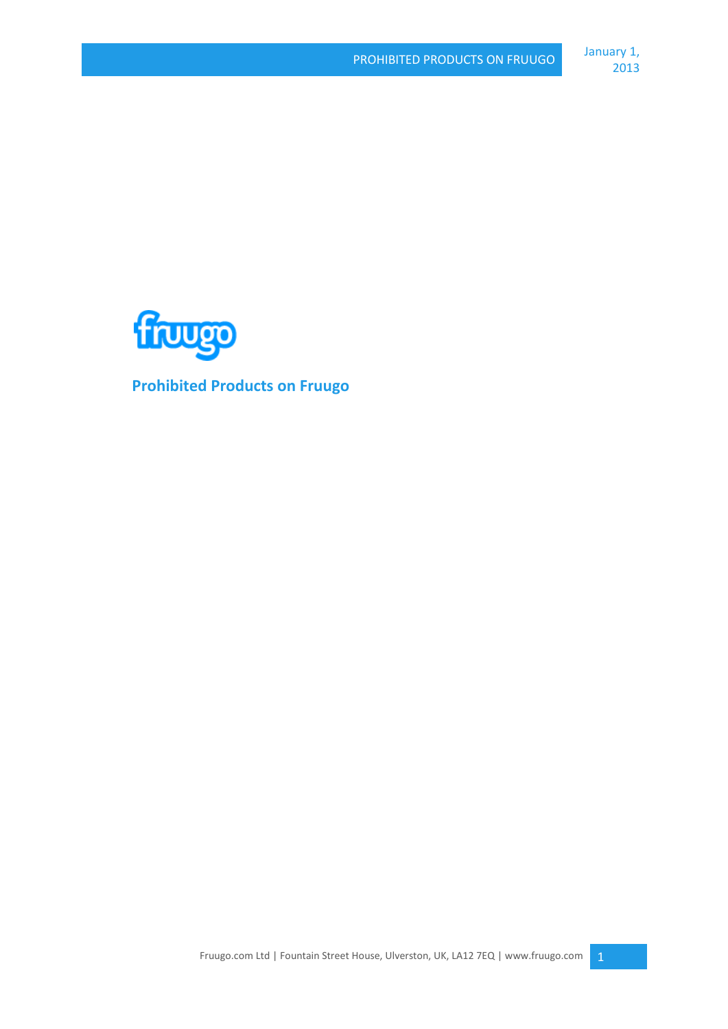fruugo

# Prohibited Products on Fruugo

January 1, 2013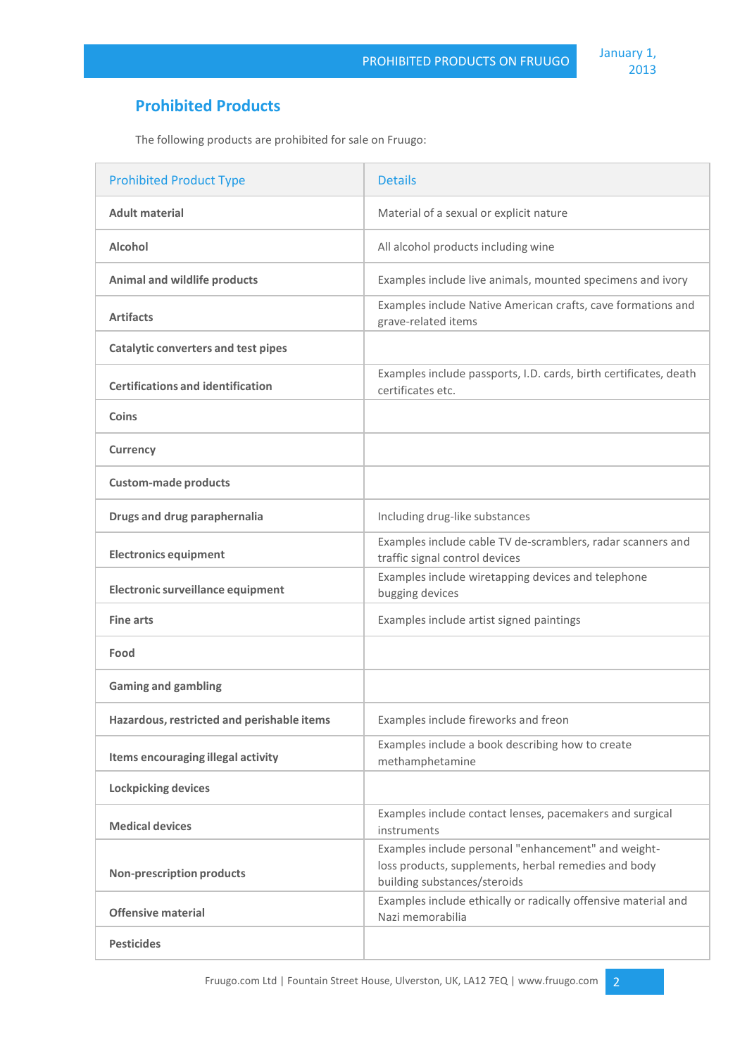## Prohibited Products

The following products are prohibited for sale on Fruugo:

| Prohibited Product Type | Details |
| --- | --- |
| **Adult material** | Material of a sexual or explicit nature |
| **Alcohol** | All alcohol products including wine |
| **Animal and wildlife products** | Examples include live animals, mounted specimens and ivory |
| **Artifacts** | Examples include Native American crafts, cave formations and grave-related items |
| **Catalytic converters and test pipes** | |
| **Certifications and identification** | Examples include passports, I.D. cards, birth certificates, death certificates etc. |
| **Coins** | |
| **Currency** | |
| **Custom-made products** | |
| **Drugs and drug paraphernalia** | Including drug-like substances |
| **Electronics equipment** | Examples include cable TV de-scramblers, radar scanners and traffic signal control devices |
| **Electronic surveillance equipment** | Examples include wiretapping devices and telephone bugging devices |
| **Fine arts** | Examples include artist signed paintings |
| **Food** | |
| **Gaming and gambling** | |
| **Hazardous, restricted and perishable items** | Examples include fireworks and freon |
| **Items encouraging illegal activity** | Examples include a book describing how to create methamphetamine |
| **Lockpicking devices** | |
| **Medical devices** | Examples include contact lenses, pacemakers and surgical instruments |
| **Non-prescription products** | Examples include personal "enhancement" and weight-loss products, supplements, herbal remedies and body building substances/steroids |
| **Offensive material** | Examples include ethically or radically offensive material and Nazi memorabilia |
| **Pesticides** | |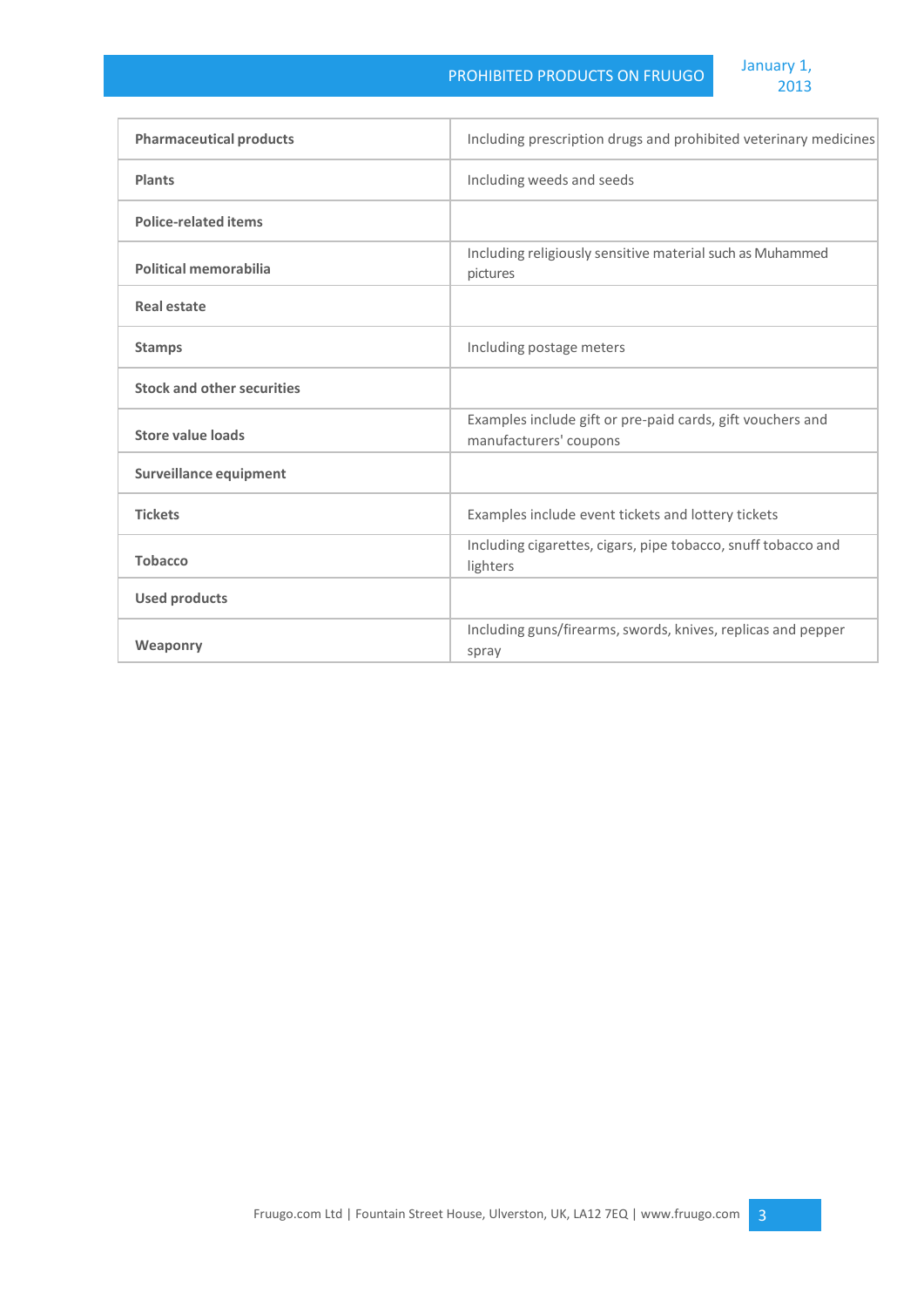| | |
|---|---|
| **Pharmaceutical products** | Including prescription drugs and prohibited veterinary medicines |
| **Plants** | Including weeds and seeds |
| **Police-related items** | |
| **Political memorabilia** | Including religiously sensitive material such as Muhammed pictures |
| **Real estate** | |
| **Stamps** | Including postage meters |
| **Stock and other securities** | |
| **Store value loads** | Examples include gift or pre-paid cards, gift vouchers and manufacturers' coupons |
| **Surveillance equipment** | |
| **Tickets** | Examples include event tickets and lottery tickets |
| **Tobacco** | Including cigarettes, cigars, pipe tobacco, snuff tobacco and lighters |
| **Used products** | |
| **Weaponry** | Including guns/firearms, swords, knives, replicas and pepper spray |